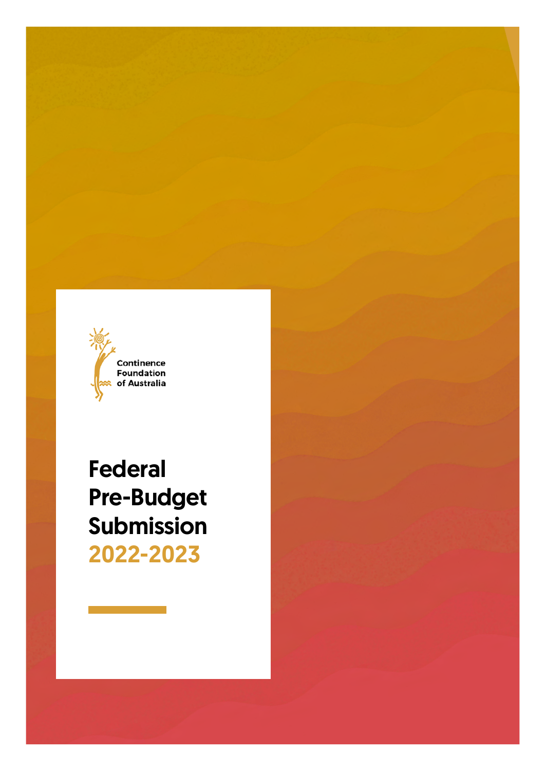Continence Foundation of Australia

# Federal Pre-Budget Submission 2022-2023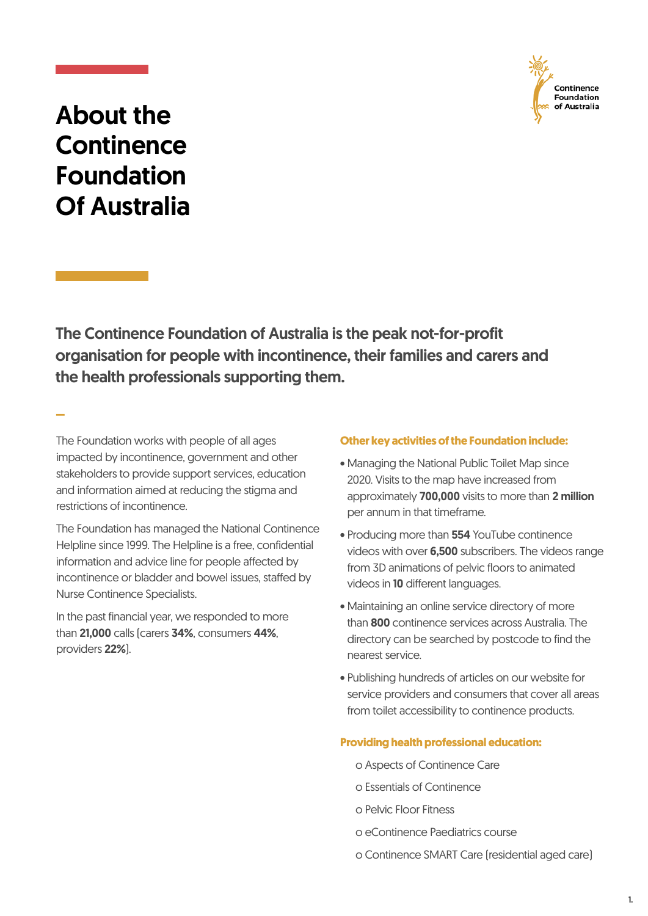# About the Continence Foundation Of Australia

**The Continence Foundation of Australia is the peak not-for-profit organisation for people with incontinence, their families and carers and the health professionals supporting them.**

The Foundation works with people of all ages impacted by incontinence, government and other stakeholders to provide support services, education and information aimed at reducing the stigma and restrictions of incontinence.

The Foundation has managed the National Continence Helpline since 1999. The Helpline is a free, confidential information and advice line for people affected by incontinence or bladder and bowel issues, staffed by Nurse Continence Specialists.

In the past financial year, we responded to more than **21,000** calls (carers **34%**, consumers **44%**, providers **22%**).

**Other key activities of the Foundation include:**

- Managing the National Public Toilet Map since 2020. Visits to the map have increased from approximately **700,000** visits to more than **2 million** per annum in that timeframe.
- Producing more than **554** YouTube continence videos with over **6,500** subscribers. The videos range from 3D animations of pelvic floors to animated videos in **10** different languages.
- Maintaining an online service directory of more than **800** continence services across Australia. The directory can be searched by postcode to find the nearest service.
- Publishing hundreds of articles on our website for service providers and consumers that cover all areas from toilet accessibility to continence products.

**Providing health professional education:**

- o Aspects of Continence Care
- o Essentials of Continence
- o Pelvic Floor Fitness
- o eContinence Paediatrics course
- o Continence SMART Care (residential aged care)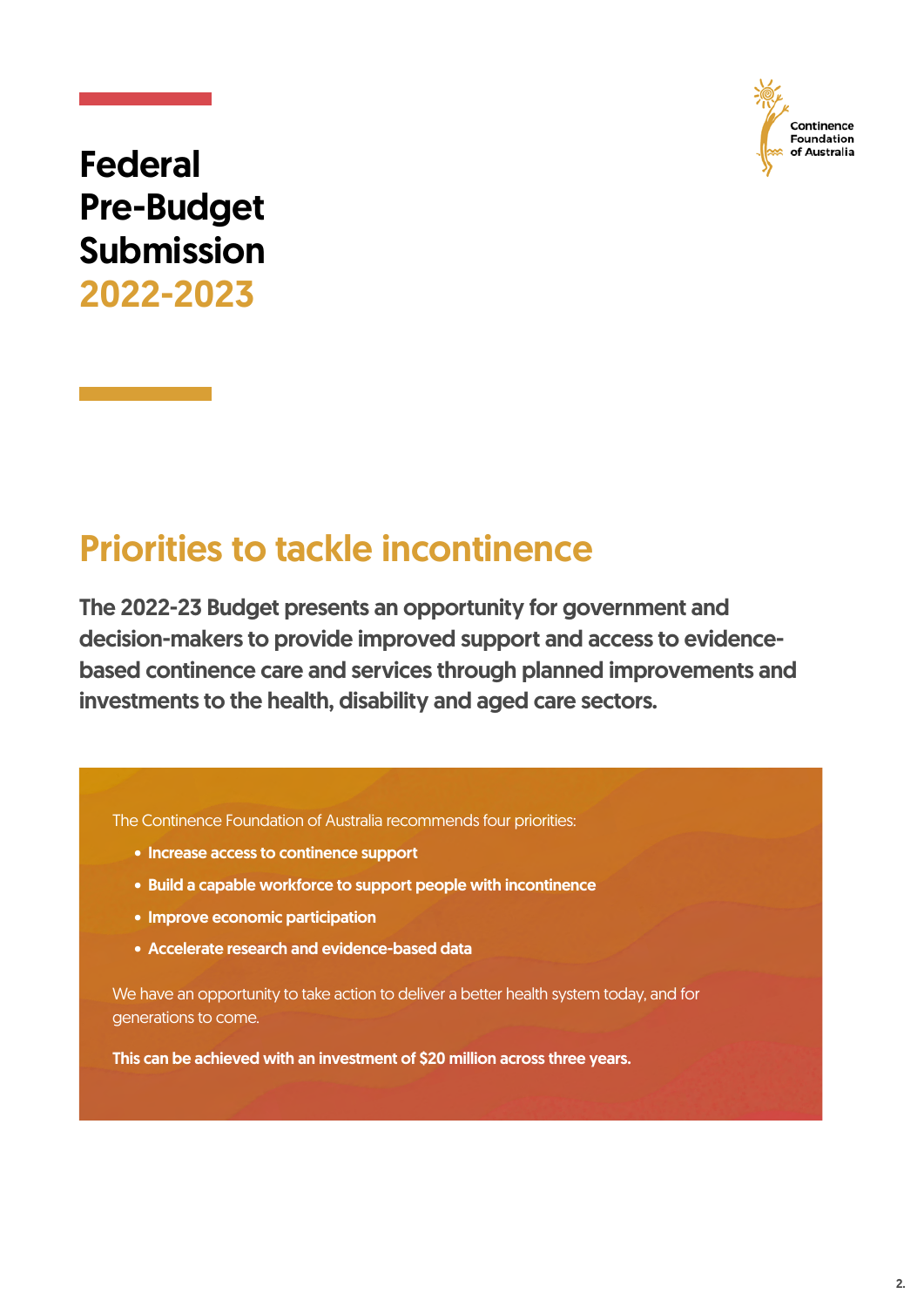# Federal Pre-Budget Submission 2022-2023

## Priorities to tackle incontinence

**The 2022-23 Budget presents an opportunity for government and decision-makers to provide improved support and access to evidence-based continence care and services through planned improvements and investments to the health, disability and aged care sectors.**

The Continence Foundation of Australia recommends four priorities:

- **Increase access to continence support**
- **Build a capable workforce to support people with incontinence**
- **Improve economic participation**
- **Accelerate research and evidence-based data**

We have an opportunity to take action to deliver a better health system today, and for generations to come.

**This can be achieved with an investment of $20 million across three years.**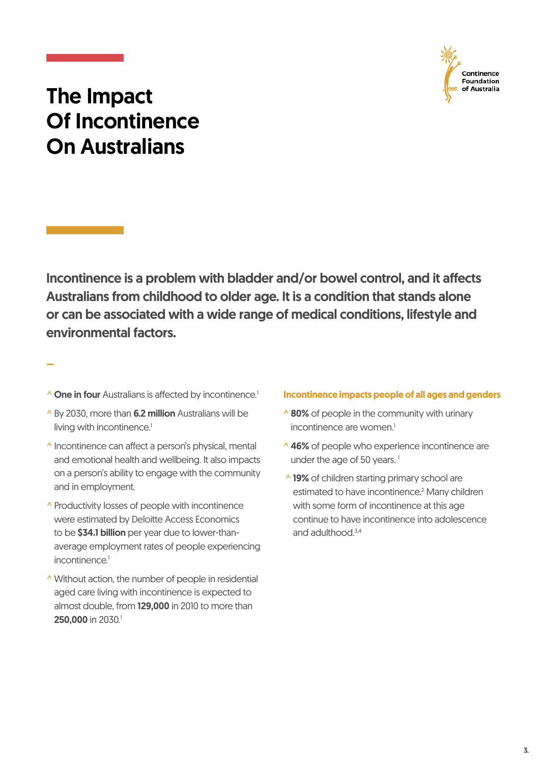# The Impact Of Incontinence On Australians

**Incontinence is a problem with bladder and/or bowel control, and it affects Australians from childhood to older age. It is a condition that stands alone or can be associated with a wide range of medical conditions, lifestyle and environmental factors.**

- **One in four** Australians is affected by incontinence.[1]
- By 2030, more than **6.2 million** Australians will be living with incontinence.[1]
- Incontinence can affect a person's physical, mental and emotional health and wellbeing. It also impacts on a person's ability to engage with the community and in employment.
- Productivity losses of people with incontinence were estimated by Deloitte Access Economics to be **$34.1 billion** per year due to lower-than-average employment rates of people experiencing incontinence.[1]
- Without action, the number of people in residential aged care living with incontinence is expected to almost double, from **129,000** in 2010 to more than **250,000** in 2030.[1]

### Incontinence impacts people of all ages and genders

- **80%** of people in the community with urinary incontinence are women.[1]
- **46%** of people who experience incontinence are under the age of 50 years.[1]
- **19%** of children starting primary school are estimated to have incontinence.[2] Many children with some form of incontinence at this age continue to have incontinence into adolescence and adulthood.[3,4]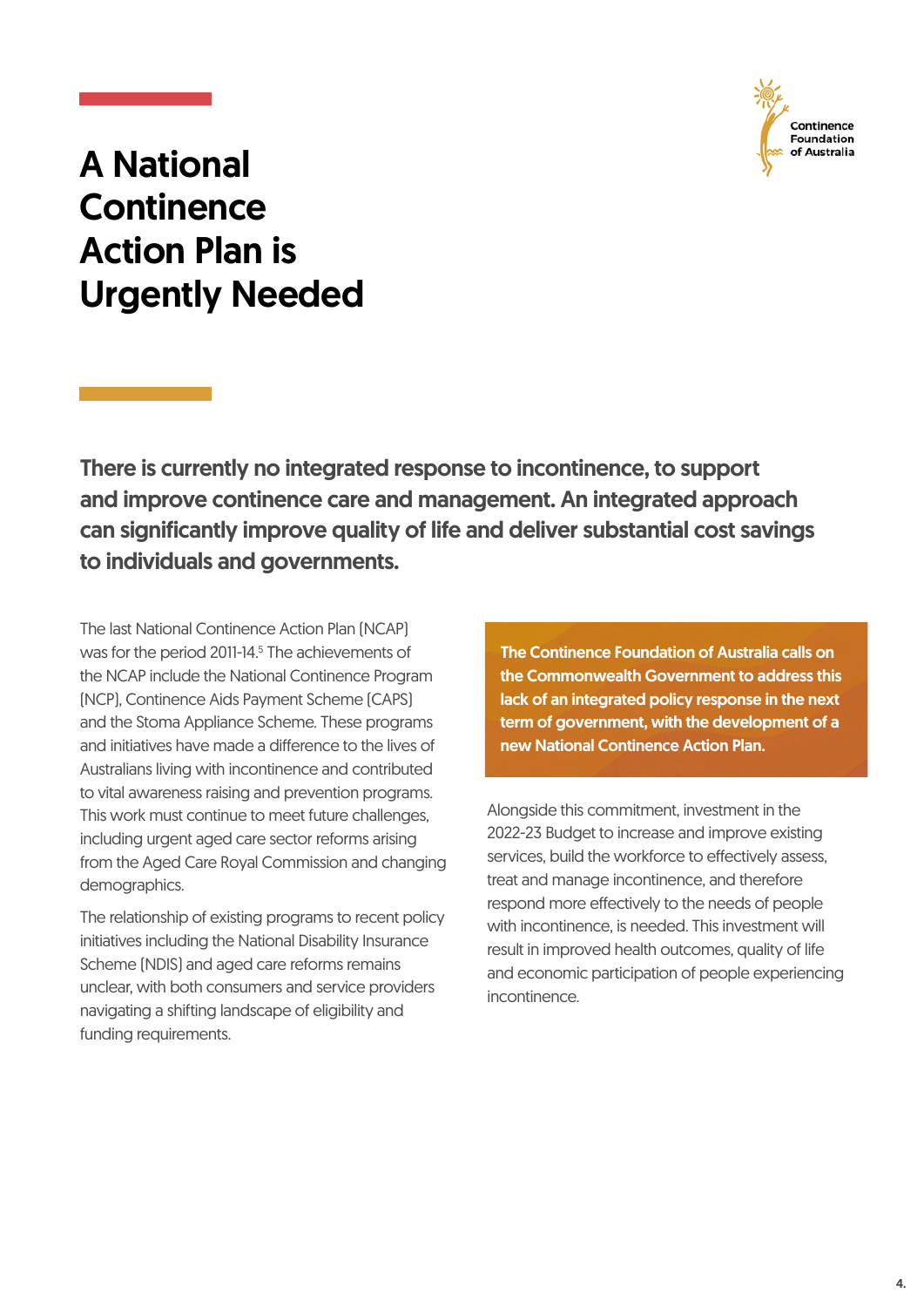# A National Continence Action Plan is Urgently Needed

**There is currently no integrated response to incontinence, to support and improve continence care and management. An integrated approach can significantly improve quality of life and deliver substantial cost savings to individuals and governments.**

The last National Continence Action Plan (NCAP) was for the period 2011-14.[5] The achievements of the NCAP include the National Continence Program (NCP), Continence Aids Payment Scheme (CAPS) and the Stoma Appliance Scheme. These programs and initiatives have made a difference to the lives of Australians living with incontinence and contributed to vital awareness raising and prevention programs. This work must continue to meet future challenges, including urgent aged care sector reforms arising from the Aged Care Royal Commission and changing demographics.

The relationship of existing programs to recent policy initiatives including the National Disability Insurance Scheme (NDIS) and aged care reforms remains unclear, with both consumers and service providers navigating a shifting landscape of eligibility and funding requirements.

**The Continence Foundation of Australia calls on the Commonwealth Government to address this lack of an integrated policy response in the next term of government, with the development of a new National Continence Action Plan.**

Alongside this commitment, investment in the 2022-23 Budget to increase and improve existing services, build the workforce to effectively assess, treat and manage incontinence, and therefore respond more effectively to the needs of people with incontinence, is needed. This investment will result in improved health outcomes, quality of life and economic participation of people experiencing incontinence.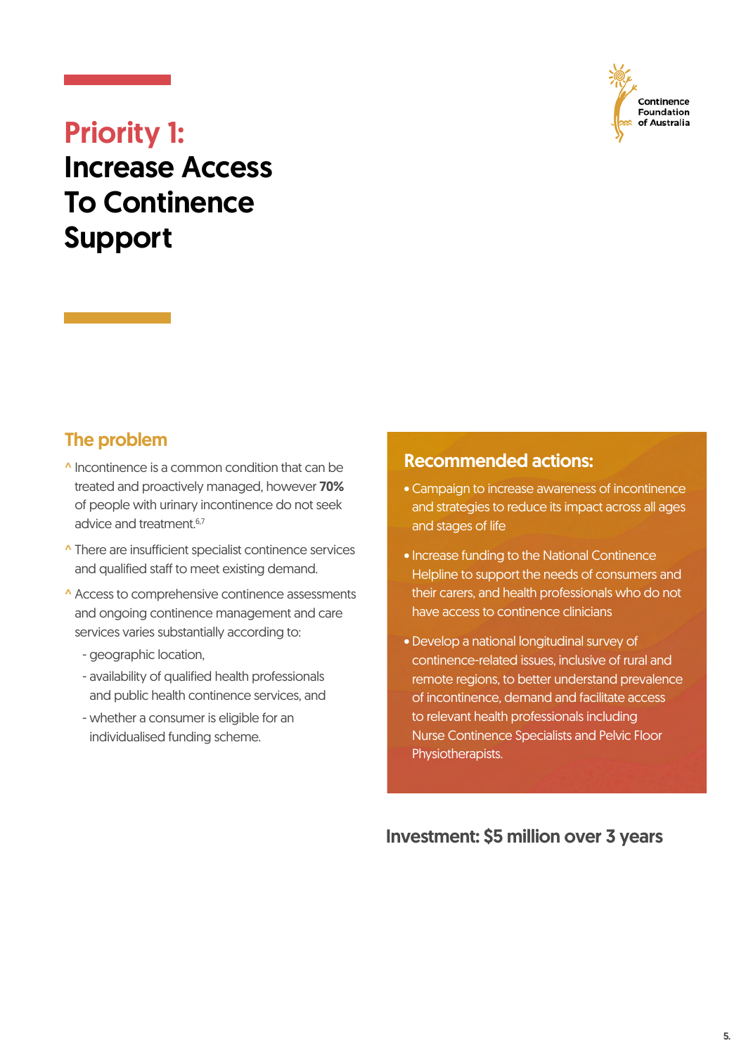# Priority 1: Increase Access To Continence Support

## The problem

- Incontinence is a common condition that can be treated and proactively managed, however **70%** of people with urinary incontinence do not seek advice and treatment.[6,7]
- There are insufficient specialist continence services and qualified staff to meet existing demand.
- Access to comprehensive continence assessments and ongoing continence management and care services varies substantially according to:
  - geographic location,
  - availability of qualified health professionals and public health continence services, and
  - whether a consumer is eligible for an individualised funding scheme.

## Recommended actions:

- Campaign to increase awareness of incontinence and strategies to reduce its impact across all ages and stages of life
- Increase funding to the National Continence Helpline to support the needs of consumers and their carers, and health professionals who do not have access to continence clinicians
- Develop a national longitudinal survey of continence-related issues, inclusive of rural and remote regions, to better understand prevalence of incontinence, demand and facilitate access to relevant health professionals including Nurse Continence Specialists and Pelvic Floor Physiotherapists.

**Investment: $5 million over 3 years**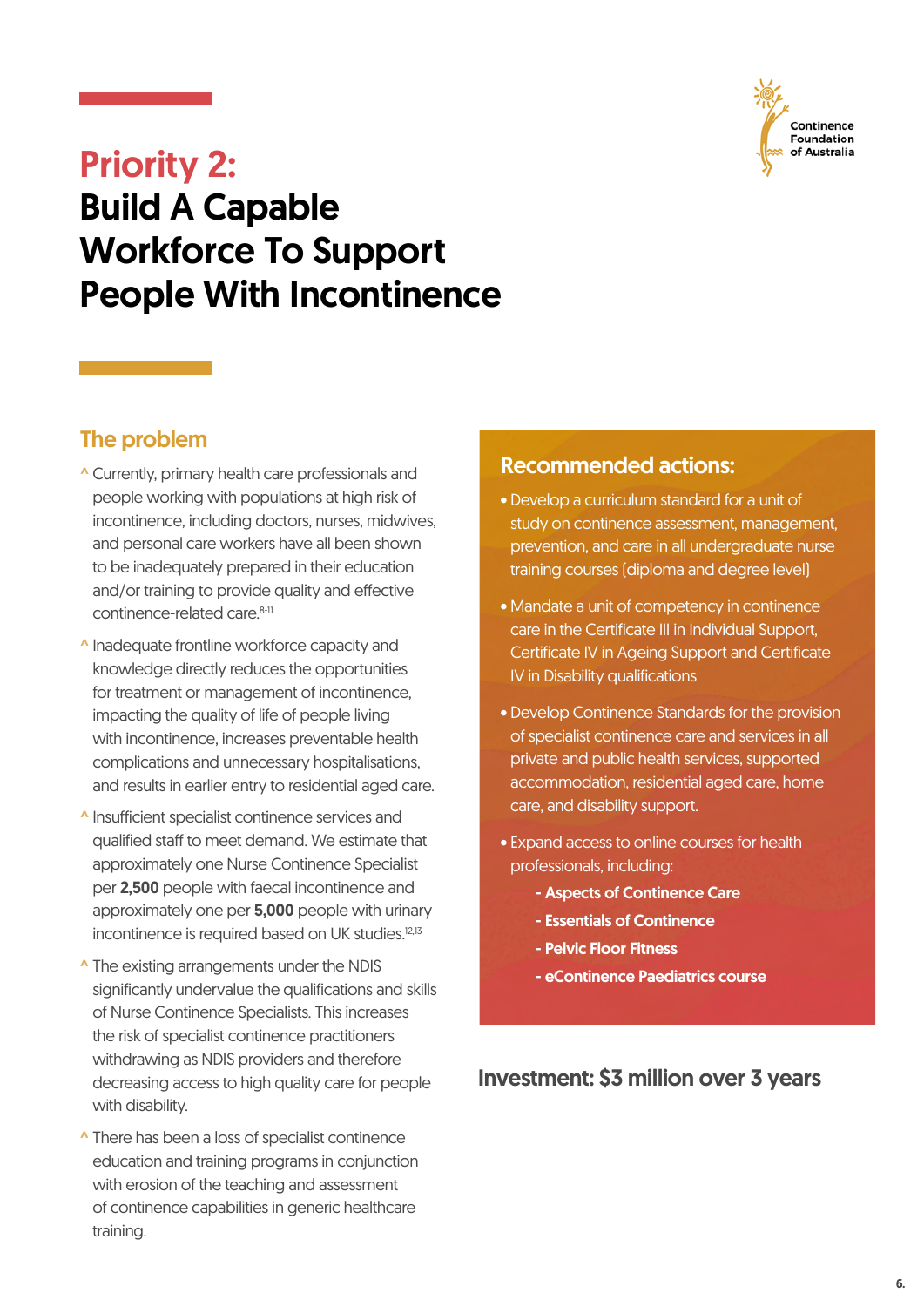# Priority 2:

# Build A Capable Workforce To Support People With Incontinence

## The problem

- Currently, primary health care professionals and people working with populations at high risk of incontinence, including doctors, nurses, midwives, and personal care workers have all been shown to be inadequately prepared in their education and/or training to provide quality and effective continence-related care.[8-11]
- Inadequate frontline workforce capacity and knowledge directly reduces the opportunities for treatment or management of incontinence, impacting the quality of life of people living with incontinence, increases preventable health complications and unnecessary hospitalisations, and results in earlier entry to residential aged care.
- Insufficient specialist continence services and qualified staff to meet demand. We estimate that approximately one Nurse Continence Specialist per **2,500** people with faecal incontinence and approximately one per **5,000** people with urinary incontinence is required based on UK studies.[12,13]
- The existing arrangements under the NDIS significantly undervalue the qualifications and skills of Nurse Continence Specialists. This increases the risk of specialist continence practitioners withdrawing as NDIS providers and therefore decreasing access to high quality care for people with disability.
- There has been a loss of specialist continence education and training programs in conjunction with erosion of the teaching and assessment of continence capabilities in generic healthcare training.

## Recommended actions:

- Develop a curriculum standard for a unit of study on continence assessment, management, prevention, and care in all undergraduate nurse training courses (diploma and degree level)
- Mandate a unit of competency in continence care in the Certificate III in Individual Support, Certificate IV in Ageing Support and Certificate IV in Disability qualifications
- Develop Continence Standards for the provision of specialist continence care and services in all private and public health services, supported accommodation, residential aged care, home care, and disability support.
- Expand access to online courses for health professionals, including:
  - **Aspects of Continence Care**
  - **Essentials of Continence**
  - **Pelvic Floor Fitness**
  - **eContinence Paediatrics course**

## Investment: $3 million over 3 years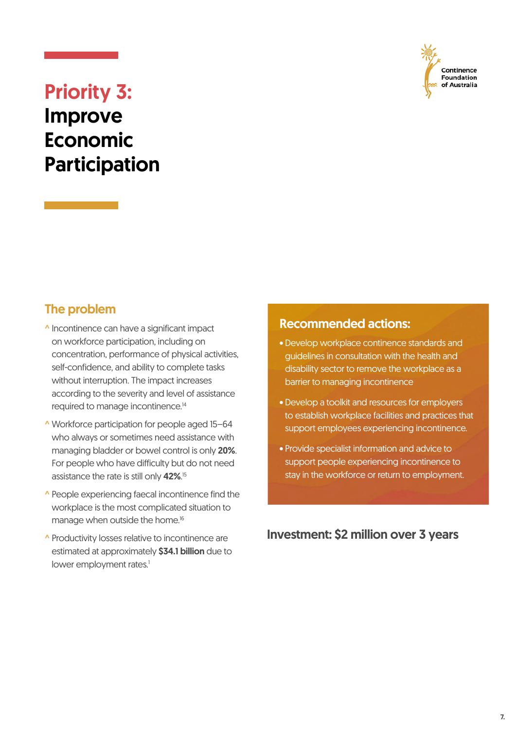# Priority 3: Improve Economic Participation

## The problem

- Incontinence can have a significant impact on workforce participation, including on concentration, performance of physical activities, self-confidence, and ability to complete tasks without interruption. The impact increases according to the severity and level of assistance required to manage incontinence.[14]
- Workforce participation for people aged 15–64 who always or sometimes need assistance with managing bladder or bowel control is only **20%**. For people who have difficulty but do not need assistance the rate is still only **42%**.[15]
- People experiencing faecal incontinence find the workplace is the most complicated situation to manage when outside the home.[16]
- Productivity losses relative to incontinence are estimated at approximately **$34.1 billion** due to lower employment rates.[1]

## Recommended actions:

- Develop workplace continence standards and guidelines in consultation with the health and disability sector to remove the workplace as a barrier to managing incontinence
- Develop a toolkit and resources for employers to establish workplace facilities and practices that support employees experiencing incontinence.
- Provide specialist information and advice to support people experiencing incontinence to stay in the workforce or return to employment.

### Investment: $2 million over 3 years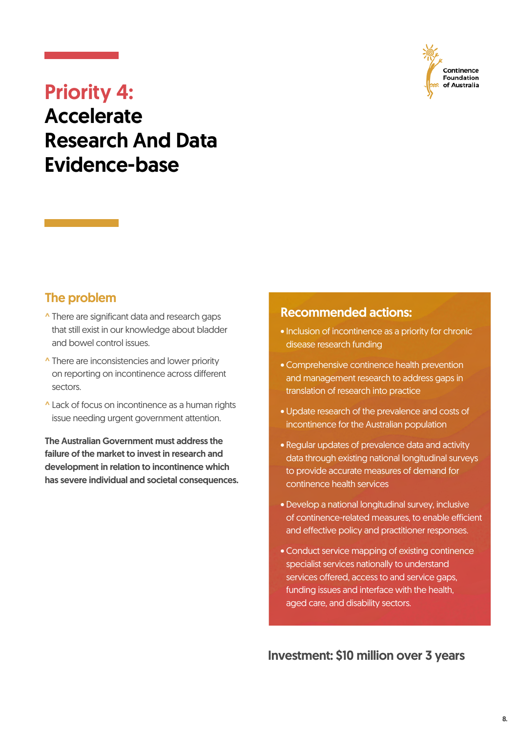# Priority 4: Accelerate Research And Data Evidence-base

## The problem

- There are significant data and research gaps that still exist in our knowledge about bladder and bowel control issues.
- There are inconsistencies and lower priority on reporting on incontinence across different sectors.
- Lack of focus on incontinence as a human rights issue needing urgent government attention.

**The Australian Government must address the failure of the market to invest in research and development in relation to incontinence which has severe individual and societal consequences.**

## Recommended actions:

- Inclusion of incontinence as a priority for chronic disease research funding
- Comprehensive continence health prevention and management research to address gaps in translation of research into practice
- Update research of the prevalence and costs of incontinence for the Australian population
- Regular updates of prevalence data and activity data through existing national longitudinal surveys to provide accurate measures of demand for continence health services
- Develop a national longitudinal survey, inclusive of continence-related measures, to enable efficient and effective policy and practitioner responses.
- Conduct service mapping of existing continence specialist services nationally to understand services offered, access to and service gaps, funding issues and interface with the health, aged care, and disability sectors.

**Investment: $10 million over 3 years**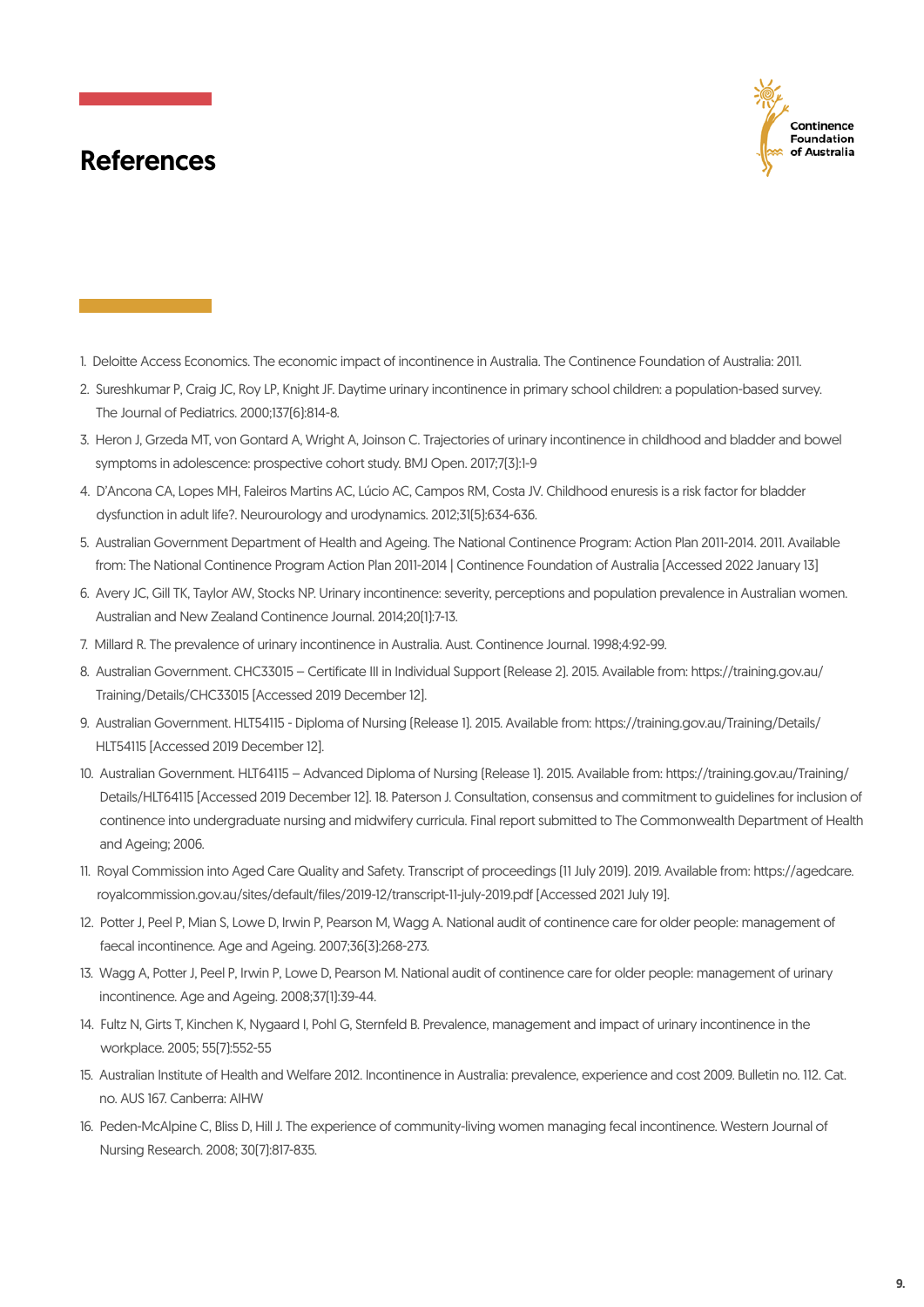# References

1. Deloitte Access Economics. The economic impact of incontinence in Australia. The Continence Foundation of Australia: 2011.
2. Sureshkumar P, Craig JC, Roy LP, Knight JF. Daytime urinary incontinence in primary school children: a population-based survey. The Journal of Pediatrics. 2000;137[6]:814-8.
3. Heron J, Grzeda MT, von Gontard A, Wright A, Joinson C. Trajectories of urinary incontinence in childhood and bladder and bowel symptoms in adolescence: prospective cohort study. BMJ Open. 2017;7[3]:1-9
4. D'Ancona CA, Lopes MH, Faleiros Martins AC, Lúcio AC, Campos RM, Costa JV. Childhood enuresis is a risk factor for bladder dysfunction in adult life?. Neurourology and urodynamics. 2012;31[5]:634-636.
5. Australian Government Department of Health and Ageing. The National Continence Program: Action Plan 2011-2014. 2011. Available from: The National Continence Program Action Plan 2011-2014 | Continence Foundation of Australia [Accessed 2022 January 13]
6. Avery JC, Gill TK, Taylor AW, Stocks NP. Urinary incontinence: severity, perceptions and population prevalence in Australian women. Australian and New Zealand Continence Journal. 2014;20[1]:7-13.
7. Millard R. The prevalence of urinary incontinence in Australia. Aust. Continence Journal. 1998;4:92-99.
8. Australian Government. CHC33015 – Certificate III in Individual Support [Release 2]. 2015. Available from: https://training.gov.au/Training/Details/CHC33015 [Accessed 2019 December 12].
9. Australian Government. HLT54115 - Diploma of Nursing [Release 1]. 2015. Available from: https://training.gov.au/Training/Details/HLT54115 [Accessed 2019 December 12].
10. Australian Government. HLT64115 – Advanced Diploma of Nursing [Release 1]. 2015. Available from: https://training.gov.au/Training/Details/HLT64115 [Accessed 2019 December 12]. 18. Paterson J. Consultation, consensus and commitment to guidelines for inclusion of continence into undergraduate nursing and midwifery curricula. Final report submitted to The Commonwealth Department of Health and Ageing; 2006.
11. Royal Commission into Aged Care Quality and Safety. Transcript of proceedings [11 July 2019]. 2019. Available from: https://agedcare.royalcommission.gov.au/sites/default/files/2019-12/transcript-11-july-2019.pdf [Accessed 2021 July 19].
12. Potter J, Peel P, Mian S, Lowe D, Irwin P, Pearson M, Wagg A. National audit of continence care for older people: management of faecal incontinence. Age and Ageing. 2007;36[3]:268-273.
13. Wagg A, Potter J, Peel P, Irwin P, Lowe D, Pearson M. National audit of continence care for older people: management of urinary incontinence. Age and Ageing. 2008;37[1]:39-44.
14. Fultz N, Girts T, Kinchen K, Nygaard I, Pohl G, Sternfeld B. Prevalence, management and impact of urinary incontinence in the workplace. 2005; 55[7]:552-55
15. Australian Institute of Health and Welfare 2012. Incontinence in Australia: prevalence, experience and cost 2009. Bulletin no. 112. Cat. no. AUS 167. Canberra: AIHW
16. Peden-McAlpine C, Bliss D, Hill J. The experience of community-living women managing fecal incontinence. Western Journal of Nursing Research. 2008; 30[7]:817-835.